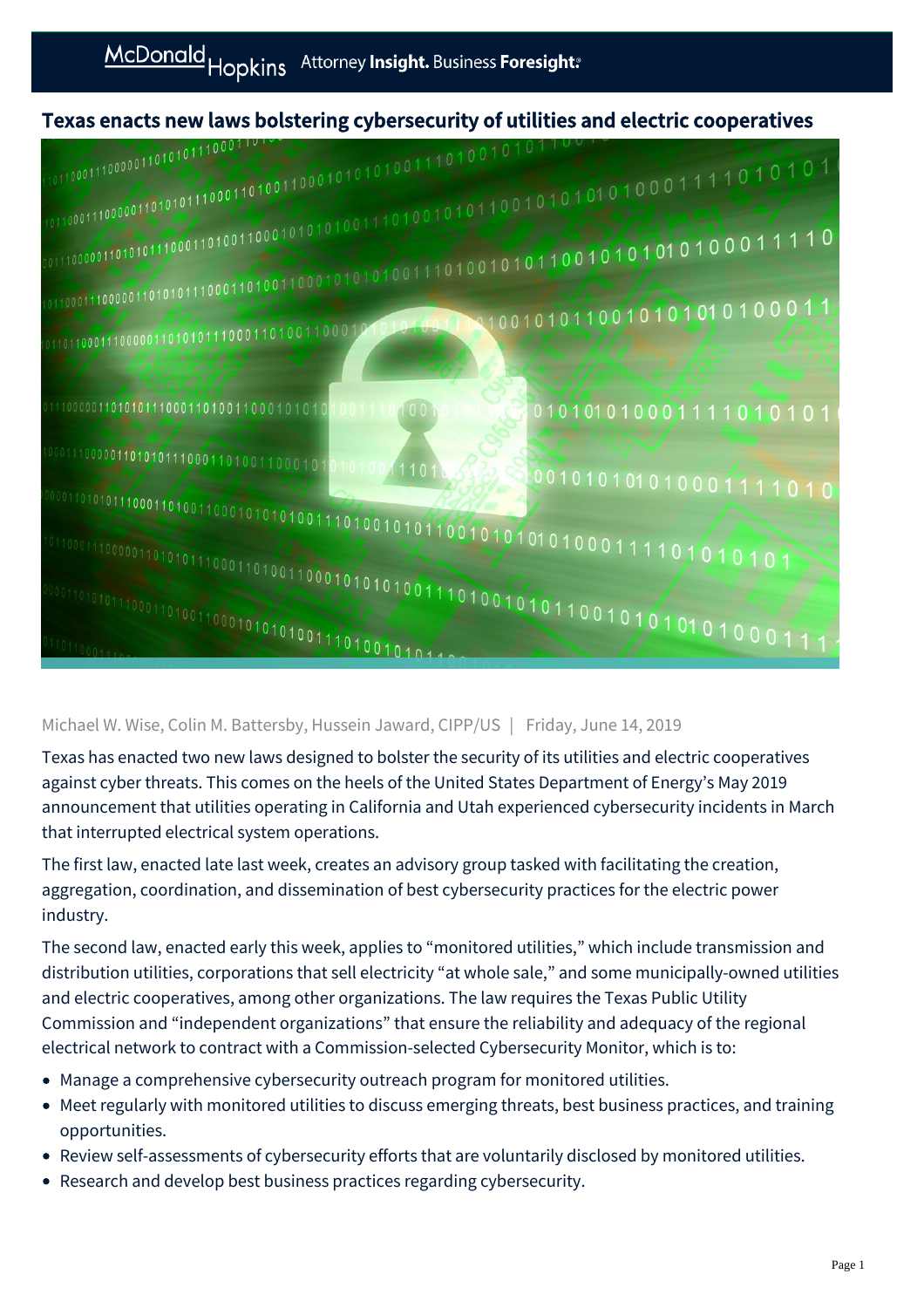# Texas enacts new laws bolstering cybersecurity of utilities and electric cooperatives

Michael W. Wise, Colin M. Battersby, Hussein Jaward, CIPP/US | Friday, June 14, 2019

Texas has enacted two new laws designed to bolster the security of its utilities and electric cooperatives against cyber threats. This comes on the heels of the United States Department of Energy's May 2019 announcement that utilities operating in California and Utah experienced cybersecurity incidents in March that interrupted electrical system operations.

The first law, enacted late last week, creates an advisory group tasked with facilitating the creation, aggregation, coordination, and dissemination of best cybersecurity practices for the electric power industry.

The second law, enacted early this week, applies to "monitored utilities," which include transmission and distribution utilities, corporations that sell electricity "at whole sale," and some municipally-owned utilities and electric cooperatives, among other organizations. The law requires the Texas Public Utility Commission and "independent organizations" that ensure the reliability and adequacy of the regional electrical network to contract with a Commission-selected Cybersecurity Monitor, which is to:

- Manage a comprehensive cybersecurity outreach program for monitored utilities.
- Meet regularly with monitored utilities to discuss emerging threats, best business practices, and training opportunities.
- Review self-assessments of cybersecurity efforts that are voluntarily disclosed by monitored utilities.
- Research and develop best business practices regarding cybersecurity.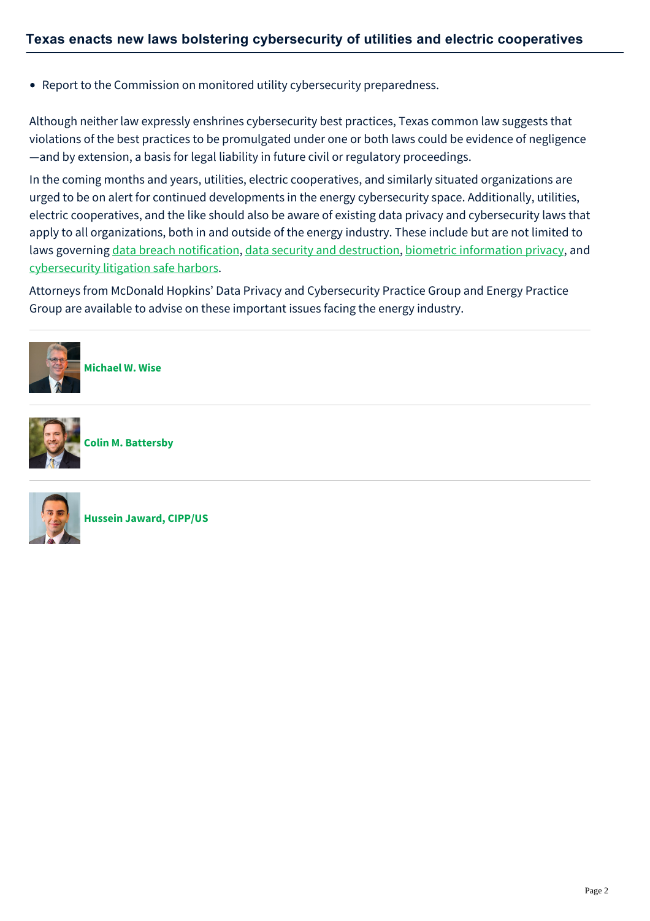- Report to the Commission on monitored utility cybersecurity preparedness.

Although neither law expressly enshrines cybersecurity best practices, Texas common law suggests that violations of the best practices to be promulgated under one or both laws could be evidence of negligence—and by extension, a basis for legal liability in future civil or regulatory proceedings.

In the coming months and years, utilities, electric cooperatives, and similarly situated organizations are urged to be on alert for continued developments in the energy cybersecurity space. Additionally, utilities, electric cooperatives, and the like should also be aware of existing data privacy and cybersecurity laws that apply to all organizations, both in and outside of the energy industry. These include but are not limited to laws governing data breach notification, data security and destruction, biometric information privacy, and cybersecurity litigation safe harbors.

Attorneys from McDonald Hopkins' Data Privacy and Cybersecurity Practice Group and Energy Practice Group are available to advise on these important issues facing the energy industry.

**Michael W. Wise**

**Colin M. Battersby**

**Hussein Jaward, CIPP/US**